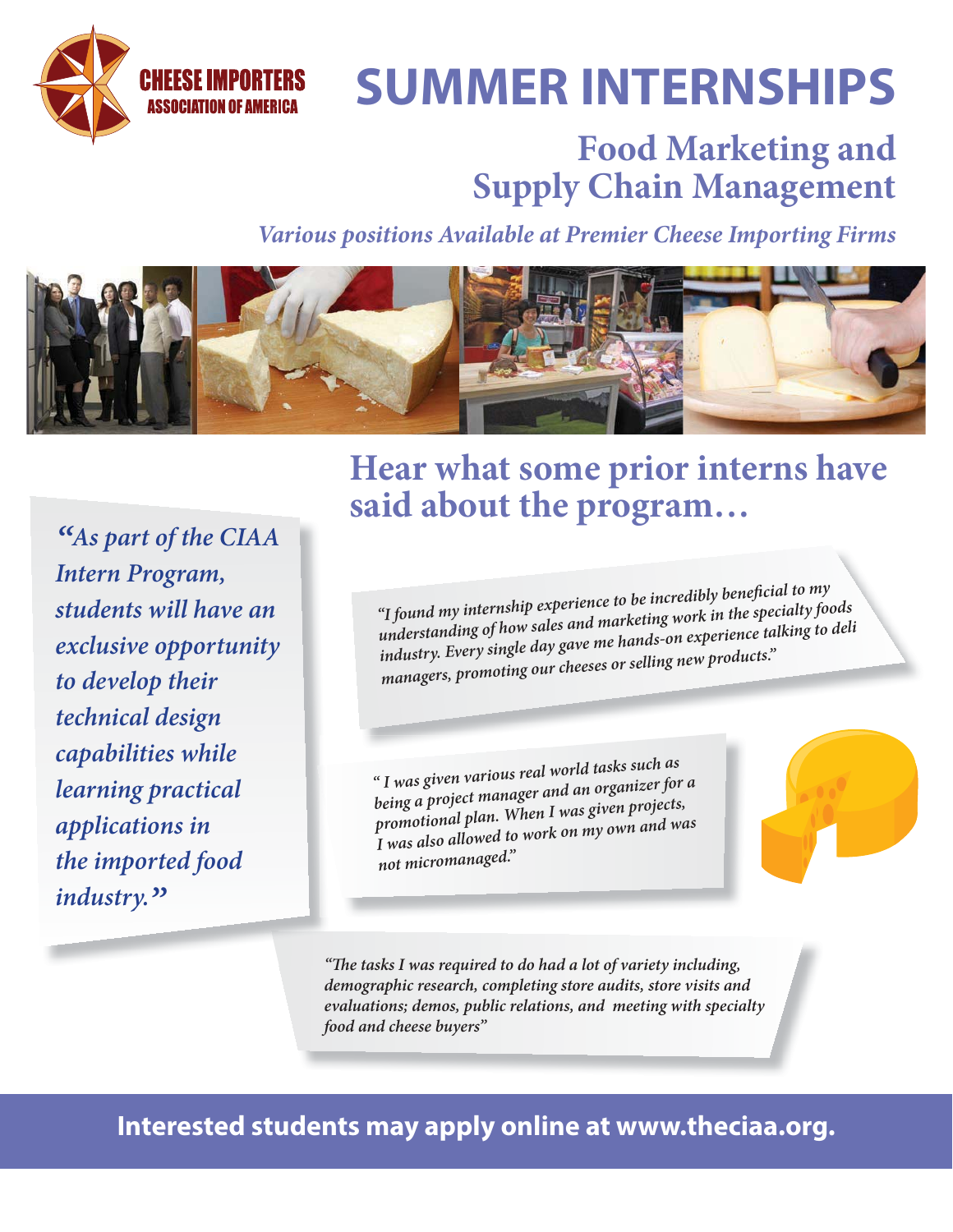CHEESE IMPORTERS
ASSOCIATION OF AMERICA

# SUMMER INTERNSHIPS

## Food Marketing and Supply Chain Management

*Various positions Available at Premier Cheese Importing Firms*

## Hear what some prior interns have said about the program…

*"As part of the CIAA Intern Program, students will have an exclusive opportunity to develop their technical design capabilities while learning practical applications in the imported food industry."*

*"I found my internship experience to be incredibly beneficial to my understanding of how sales and marketing work in the specialty foods industry. Every single day gave me hands-on experience talking to deli managers, promoting our cheeses or selling new products."*

*" I was given various real world tasks such as being a project manager and an organizer for a promotional plan. When I was given projects, I was also allowed to work on my own and was not micromanaged."*

*"The tasks I was required to do had a lot of variety including, demographic research, completing store audits, store visits and evaluations; demos, public relations, and meeting with specialty food and cheese buyers"*

**Interested students may apply online at www.theciaa.org.**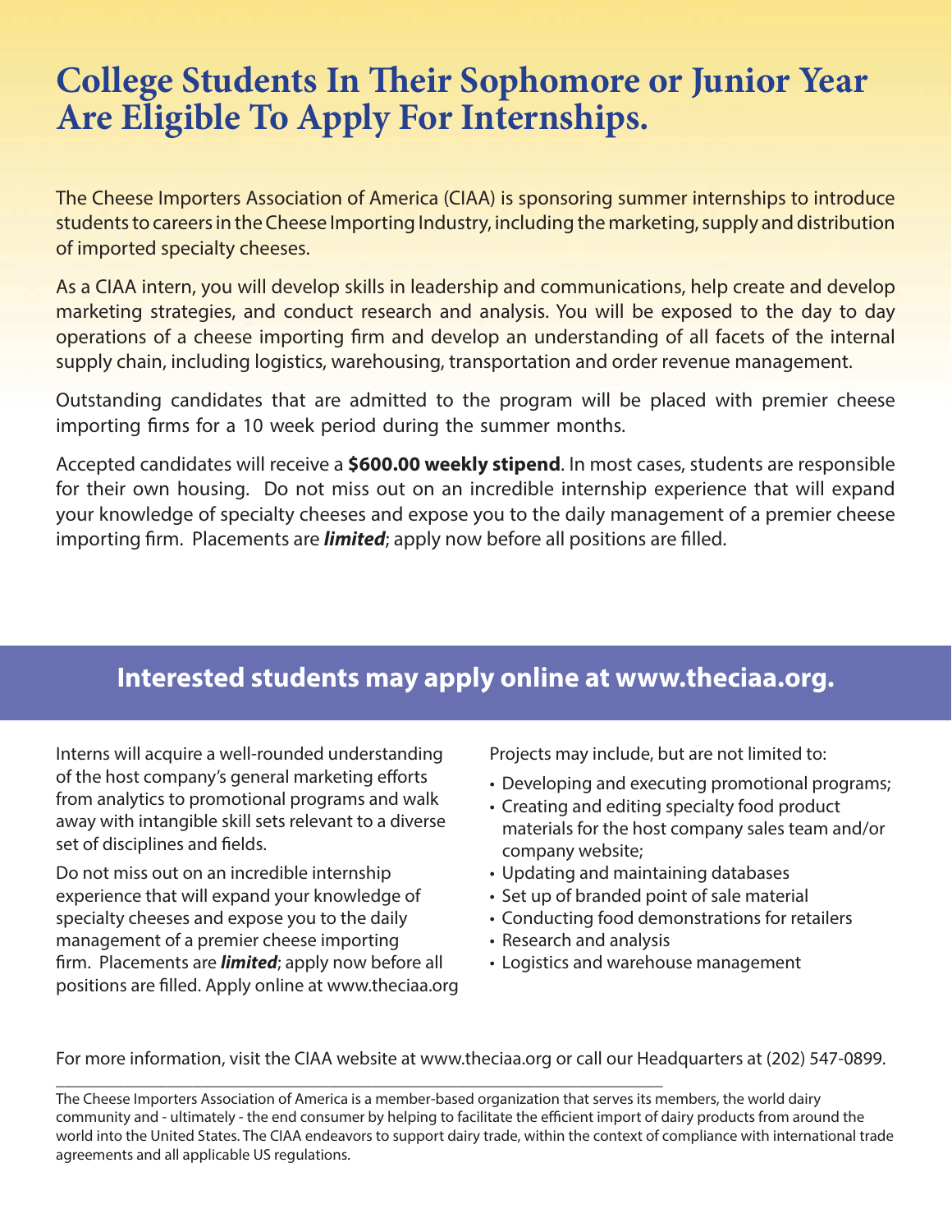# College Students In Their Sophomore or Junior Year Are Eligible To Apply For Internships.

The Cheese Importers Association of America (CIAA) is sponsoring summer internships to introduce students to careers in the Cheese Importing Industry, including the marketing, supply and distribution of imported specialty cheeses.

As a CIAA intern, you will develop skills in leadership and communications, help create and develop marketing strategies, and conduct research and analysis. You will be exposed to the day to day operations of a cheese importing firm and develop an understanding of all facets of the internal supply chain, including logistics, warehousing, transportation and order revenue management.

Outstanding candidates that are admitted to the program will be placed with premier cheese importing firms for a 10 week period during the summer months.

Accepted candidates will receive a **$600.00 weekly stipend**. In most cases, students are responsible for their own housing. Do not miss out on an incredible internship experience that will expand your knowledge of specialty cheeses and expose you to the daily management of a premier cheese importing firm. Placements are ***limited***; apply now before all positions are filled.

## Interested students may apply online at www.theciaa.org.

Interns will acquire a well-rounded understanding of the host company's general marketing efforts from analytics to promotional programs and walk away with intangible skill sets relevant to a diverse set of disciplines and fields.

Do not miss out on an incredible internship experience that will expand your knowledge of specialty cheeses and expose you to the daily management of a premier cheese importing firm. Placements are ***limited***; apply now before all positions are filled. Apply online at www.theciaa.org

Projects may include, but are not limited to:

- Developing and executing promotional programs;
- Creating and editing specialty food product materials for the host company sales team and/or company website;
- Updating and maintaining databases
- Set up of branded point of sale material
- Conducting food demonstrations for retailers
- Research and analysis
- Logistics and warehouse management

For more information, visit the CIAA website at www.theciaa.org or call our Headquarters at (202) 547-0899.

---

The Cheese Importers Association of America is a member-based organization that serves its members, the world dairy community and - ultimately - the end consumer by helping to facilitate the efficient import of dairy products from around the world into the United States. The CIAA endeavors to support dairy trade, within the context of compliance with international trade agreements and all applicable US regulations.